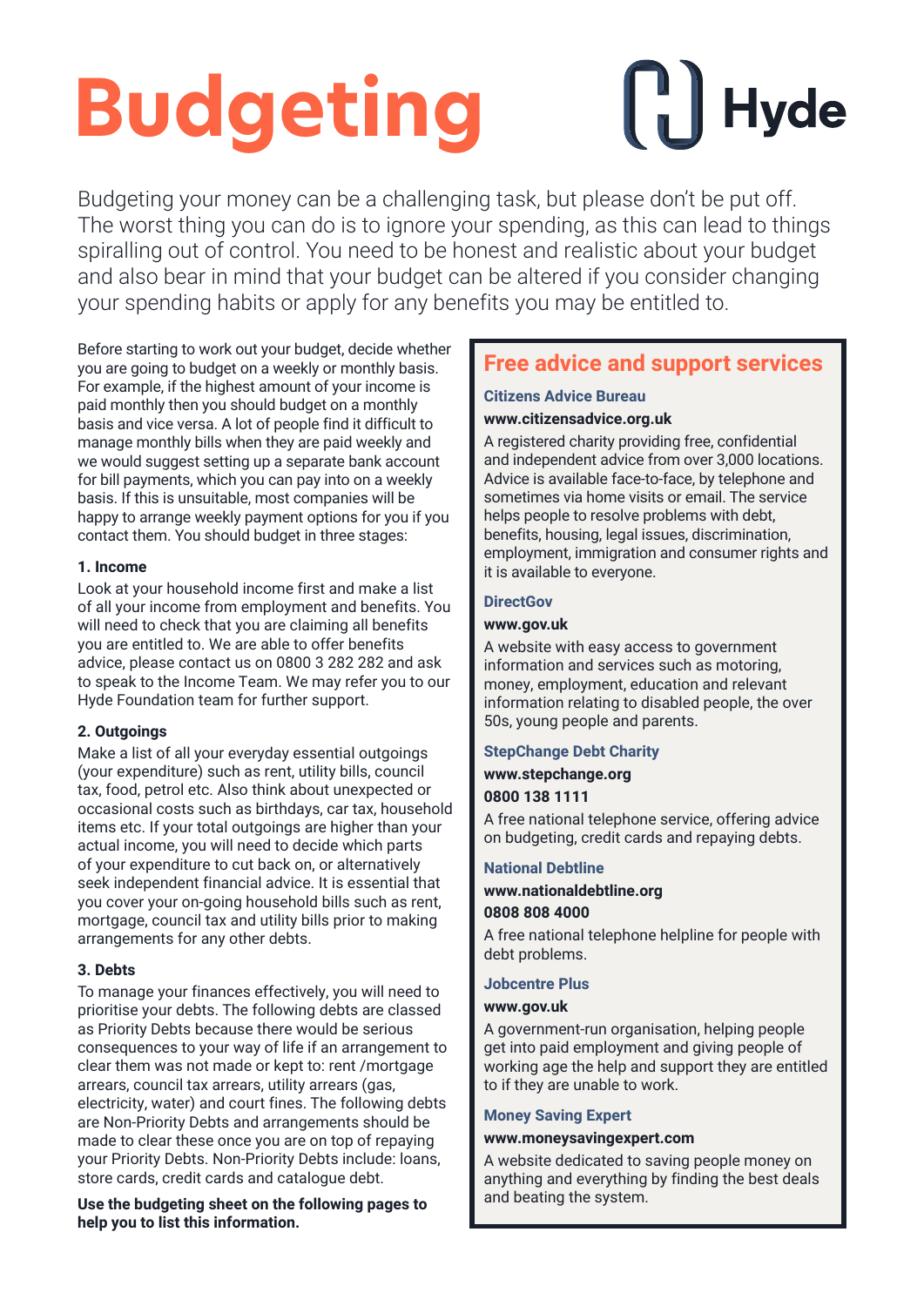# Budgeting

Hyde

Budgeting your money can be a challenging task, but please don't be put off. The worst thing you can do is to ignore your spending, as this can lead to things spiralling out of control. You need to be honest and realistic about your budget and also bear in mind that your budget can be altered if you consider changing your spending habits or apply for any benefits you may be entitled to.

Before starting to work out your budget, decide whether you are going to budget on a weekly or monthly basis. For example, if the highest amount of your income is paid monthly then you should budget on a monthly basis and vice versa. A lot of people find it difficult to manage monthly bills when they are paid weekly and we would suggest setting up a separate bank account for bill payments, which you can pay into on a weekly basis. If this is unsuitable, most companies will be happy to arrange weekly payment options for you if you contact them. You should budget in three stages:

**1. Income**

Look at your household income first and make a list of all your income from employment and benefits. You will need to check that you are claiming all benefits you are entitled to. We are able to offer benefits advice, please contact us on 0800 3 282 282 and ask to speak to the Income Team. We may refer you to our Hyde Foundation team for further support.

**2. Outgoings**

Make a list of all your everyday essential outgoings (your expenditure) such as rent, utility bills, council tax, food, petrol etc. Also think about unexpected or occasional costs such as birthdays, car tax, household items etc. If your total outgoings are higher than your actual income, you will need to decide which parts of your expenditure to cut back on, or alternatively seek independent financial advice. It is essential that you cover your on-going household bills such as rent, mortgage, council tax and utility bills prior to making arrangements for any other debts.

**3. Debts**

To manage your finances effectively, you will need to prioritise your debts. The following debts are classed as Priority Debts because there would be serious consequences to your way of life if an arrangement to clear them was not made or kept to: rent /mortgage arrears, council tax arrears, utility arrears (gas, electricity, water) and court fines. The following debts are Non-Priority Debts and arrangements should be made to clear these once you are on top of repaying your Priority Debts. Non-Priority Debts include: loans, store cards, credit cards and catalogue debt.

**Use the budgeting sheet on the following pages to help you to list this information.**

## Free advice and support services

### Citizens Advice Bureau

**www.citizensadvice.org.uk**

A registered charity providing free, confidential and independent advice from over 3,000 locations. Advice is available face-to-face, by telephone and sometimes via home visits or email. The service helps people to resolve problems with debt, benefits, housing, legal issues, discrimination, employment, immigration and consumer rights and it is available to everyone.

### DirectGov

**www.gov.uk**

A website with easy access to government information and services such as motoring, money, employment, education and relevant information relating to disabled people, the over 50s, young people and parents.

### StepChange Debt Charity

**www.stepchange.org**

**0800 138 1111**

A free national telephone service, offering advice on budgeting, credit cards and repaying debts.

### National Debtline

**www.nationaldebtline.org**

**0808 808 4000**

A free national telephone helpline for people with debt problems.

### Jobcentre Plus

**www.gov.uk**

A government-run organisation, helping people get into paid employment and giving people of working age the help and support they are entitled to if they are unable to work.

### Money Saving Expert

**www.moneysavingexpert.com**

A website dedicated to saving people money on anything and everything by finding the best deals and beating the system.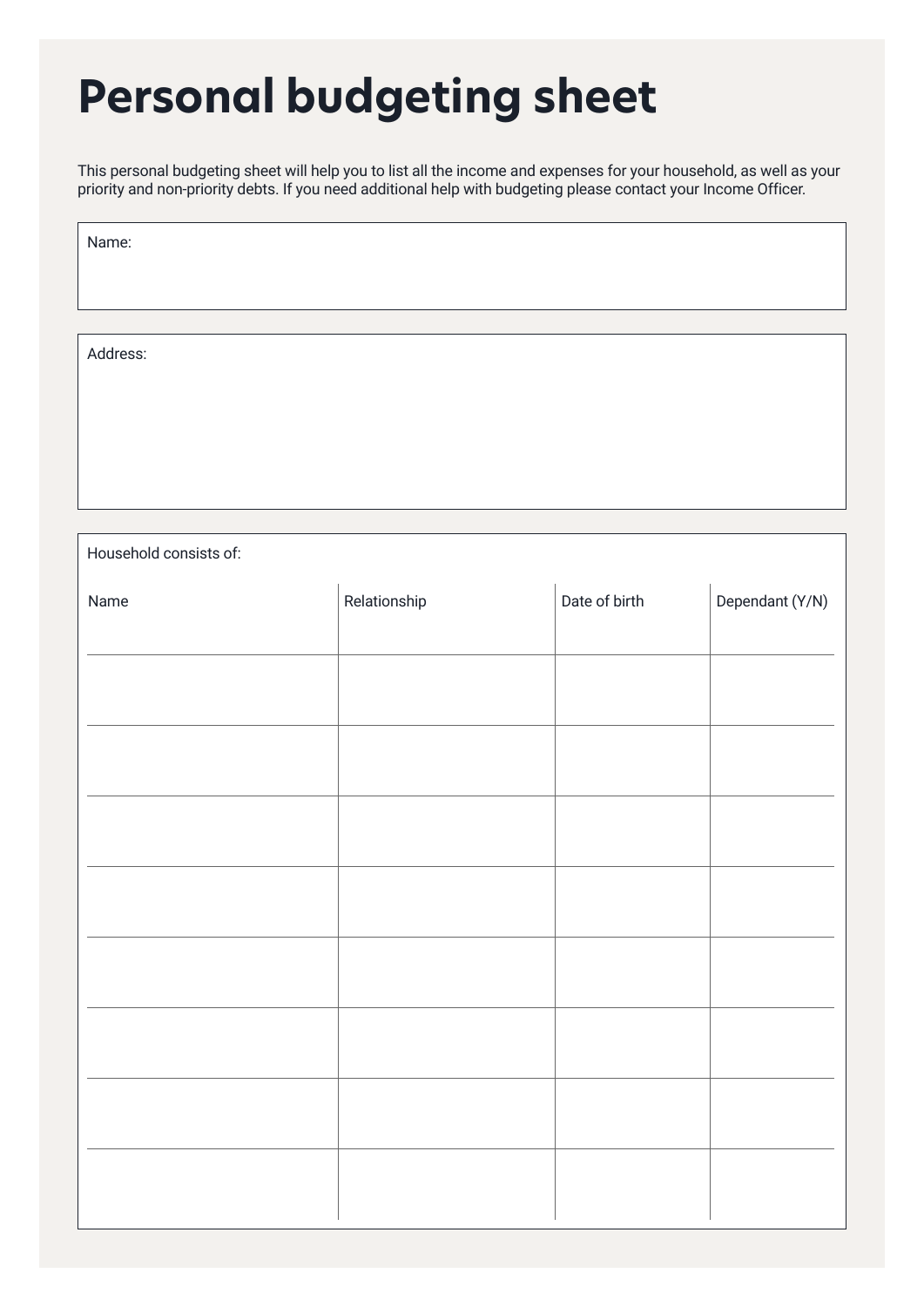# Personal budgeting sheet

This personal budgeting sheet will help you to list all the income and expenses for your household, as well as your priority and non-priority debts. If you need additional help with budgeting please contact your Income Officer.

Name:

Address:

Household consists of:

| Name | Relationship | Date of birth | Dependant (Y/N) |
|---|---|---|---|
| | | | |
| | | | |
| | | | |
| | | | |
| | | | |
| | | | |
| | | | |
| | | | |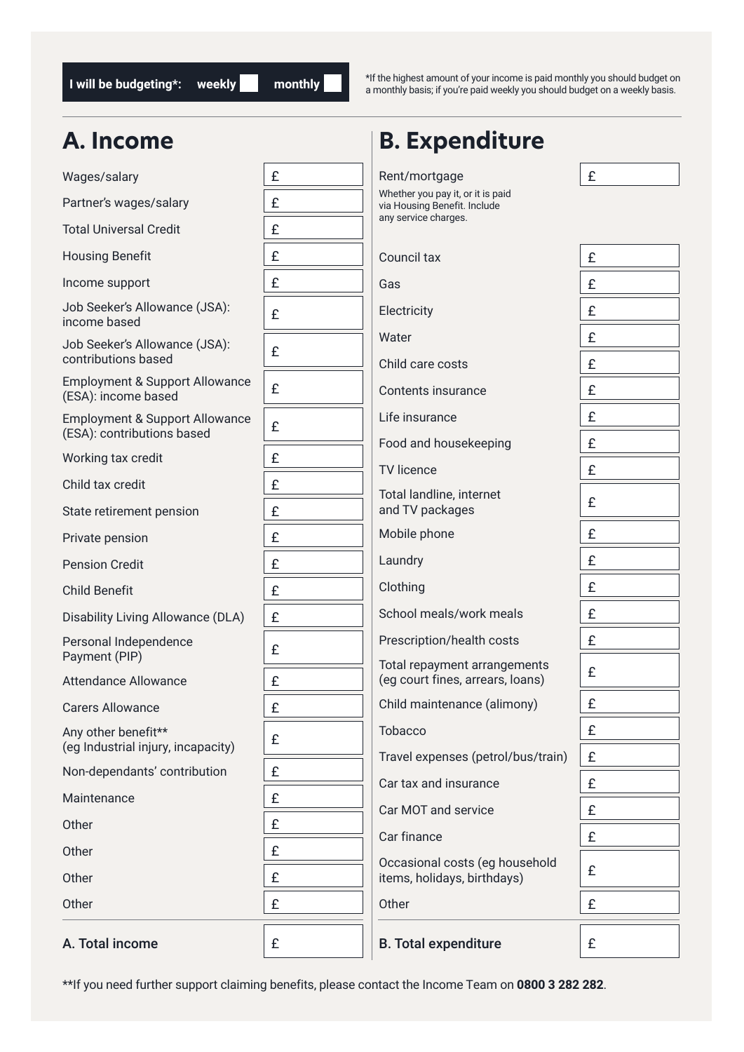**I will being budgeting*:** weekly ☐ monthly ☐

*If the highest amount of your income is paid monthly you should budget on a monthly basis; if you're paid weekly you should budget on a weekly basis.

## A. Income

| Item | Amount |
| --- | --- |
| Wages/salary | £ |
| Partner's wages/salary | £ |
| Total Universal Credit | £ |
| Housing Benefit | £ |
| Income support | £ |
| Job Seeker's Allowance (JSA): income based | £ |
| Job Seeker's Allowance (JSA): contributions based | £ |
| Employment & Support Allowance (ESA): income based | £ |
| Employment & Support Allowance (ESA): contributions based | £ |
| Working tax credit | £ |
| Child tax credit | £ |
| State retirement pension | £ |
| Private pension | £ |
| Pension Credit | £ |
| Child Benefit | £ |
| Disability Living Allowance (DLA) | £ |
| Personal Independence Payment (PIP) | £ |
| Attendance Allowance | £ |
| Carers Allowance | £ |
| Any other benefit** (eg Industrial injury, incapacity) | £ |
| Non-dependants' contribution | £ |
| Maintenance | £ |
| Other | £ |
| Other | £ |
| Other | £ |
| Other | £ |
| **A. Total income** | £ |

## B. Expenditure

| Item | Amount |
| --- | --- |
| Rent/mortgage<br>Whether you pay it, or it is paid via Housing Benefit. Include any service charges. | £ |
| Council tax | £ |
| Gas | £ |
| Electricity | £ |
| Water | £ |
| Child care costs | £ |
| Contents insurance | £ |
| Life insurance | £ |
| Food and housekeeping | £ |
| TV licence | £ |
| Total landline, internet and TV packages | £ |
| Mobile phone | £ |
| Laundry | £ |
| Clothing | £ |
| School meals/work meals | £ |
| Prescription/health costs | £ |
| Total repayment arrangements (eg court fines, arrears, loans) | £ |
| Child maintenance (alimony) | £ |
| Tobacco | £ |
| Travel expenses (petrol/bus/train) | £ |
| Car tax and insurance | £ |
| Car MOT and service | £ |
| Car finance | £ |
| Occasional costs (eg household items, holidays, birthdays) | £ |
| Other | £ |
| **B. Total expenditure** | £ |

**If you need further support claiming benefits, please contact the Income Team on **0800 3 282 282**.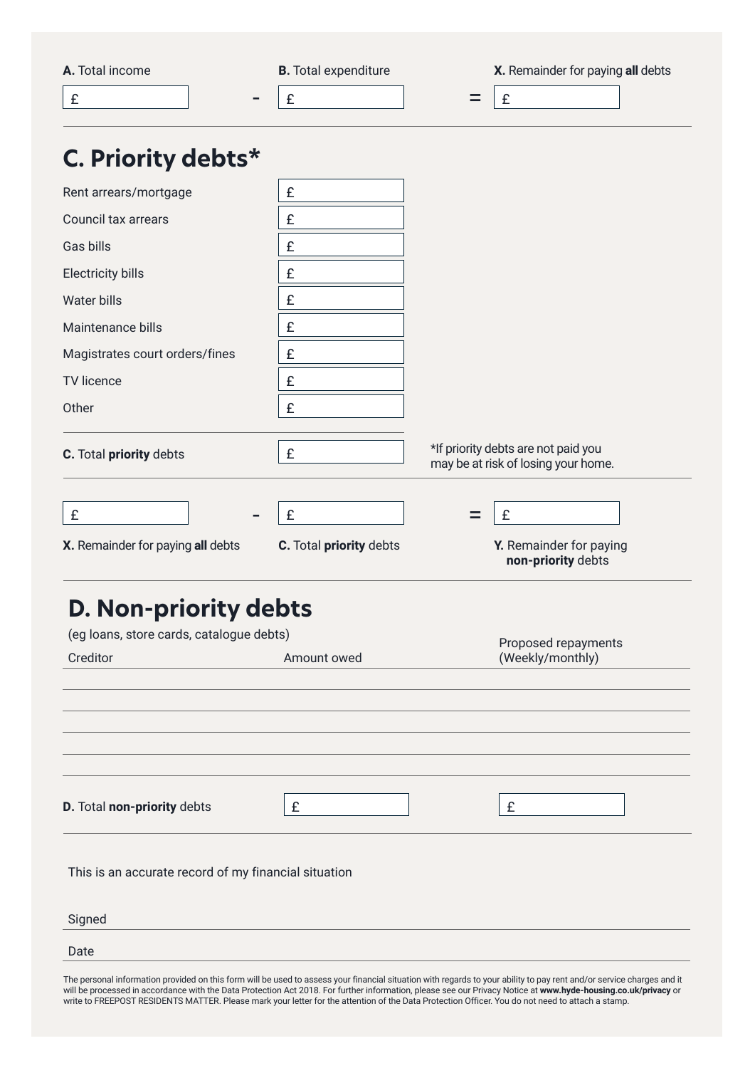| **A.** Total income | | **B.** Total expenditure | | **X.** Remainder for paying **all** debts |
|---|---|---|---|---|
| £ | - | £ | = | £ |

## C. Priority debts*

| | |
|---|---|
| Rent arrears/mortgage | £ |
| Council tax arrears | £ |
| Gas bills | £ |
| Electricity bills | £ |
| Water bills | £ |
| Maintenance bills | £ |
| Magistrates court orders/fines | £ |
| TV licence | £ |
| Other | £ |
| **C.** Total **priority** debts | £ |

*If priority debts are not paid you may be at risk of losing your home.

| £ | - | £ | = | £ |
|---|---|---|---|---|
| **X.** Remainder for paying **all** debts | | **C.** Total **priority** debts | | **Y.** Remainder for paying **non-priority** debts |

## D. Non-priority debts

(eg loans, store cards, catalogue debts)

| Creditor | Amount owed | Proposed repayments (Weekly/monthly) |
|---|---|---|
| | | |
| | | |
| | | |
| | | |
| | | |
| **D.** Total **non-priority** debts | £ | £ |

This is an accurate record of my financial situation

Signed

Date

The personal information provided on this form will be used to assess your financial situation with regards to your ability to pay rent and/or service charges and it will be processed in accordance with the Data Protection Act 2018. For further information, please see our Privacy Notice at **www.hyde-housing.co.uk/privacy** or write to FREEPOST RESIDENTS MATTER. Please mark your letter for the attention of the Data Protection Officer. You do not need to attach a stamp.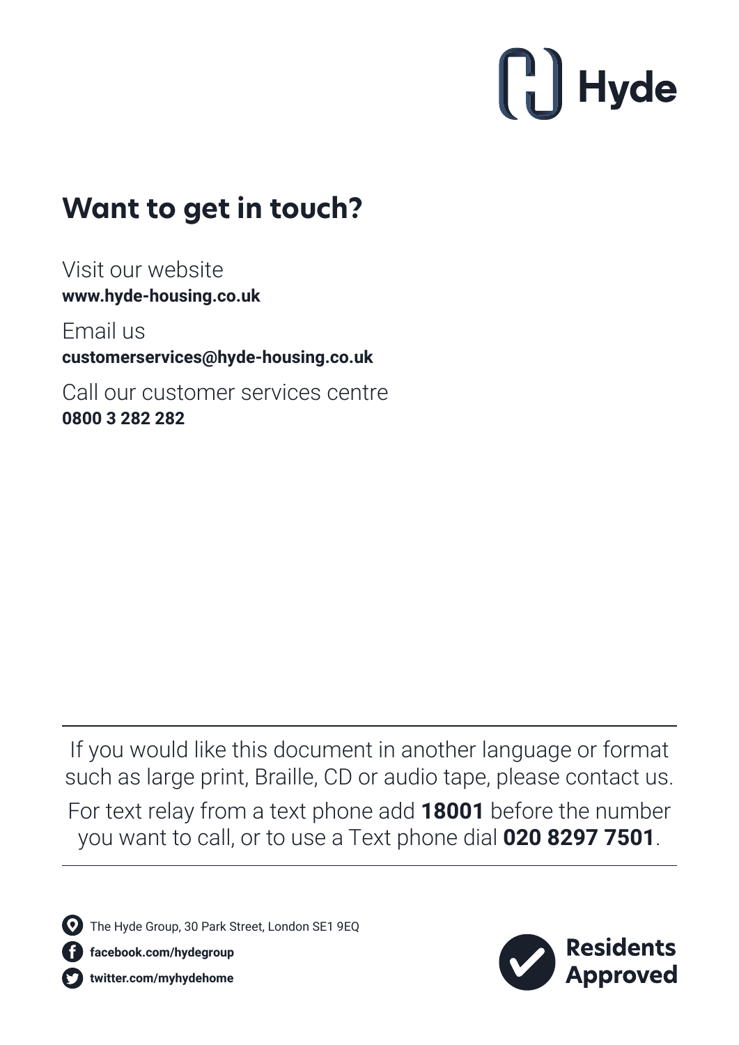Hyde

## Want to get in touch?

Visit our website
**www.hyde-housing.co.uk**

Email us
**customerservices@hyde-housing.co.uk**

Call our customer services centre
**0800 3 282 282**

If you would like this document in another language or format such as large print, Braille, CD or audio tape, please contact us.

For text relay from a text phone add **18001** before the number you want to call, or to use a Text phone dial **020 8297 7501**.

The Hyde Group, 30 Park Street, London SE1 9EQ

**facebook.com/hydegroup**

**twitter.com/myhydehome**

Residents Approved